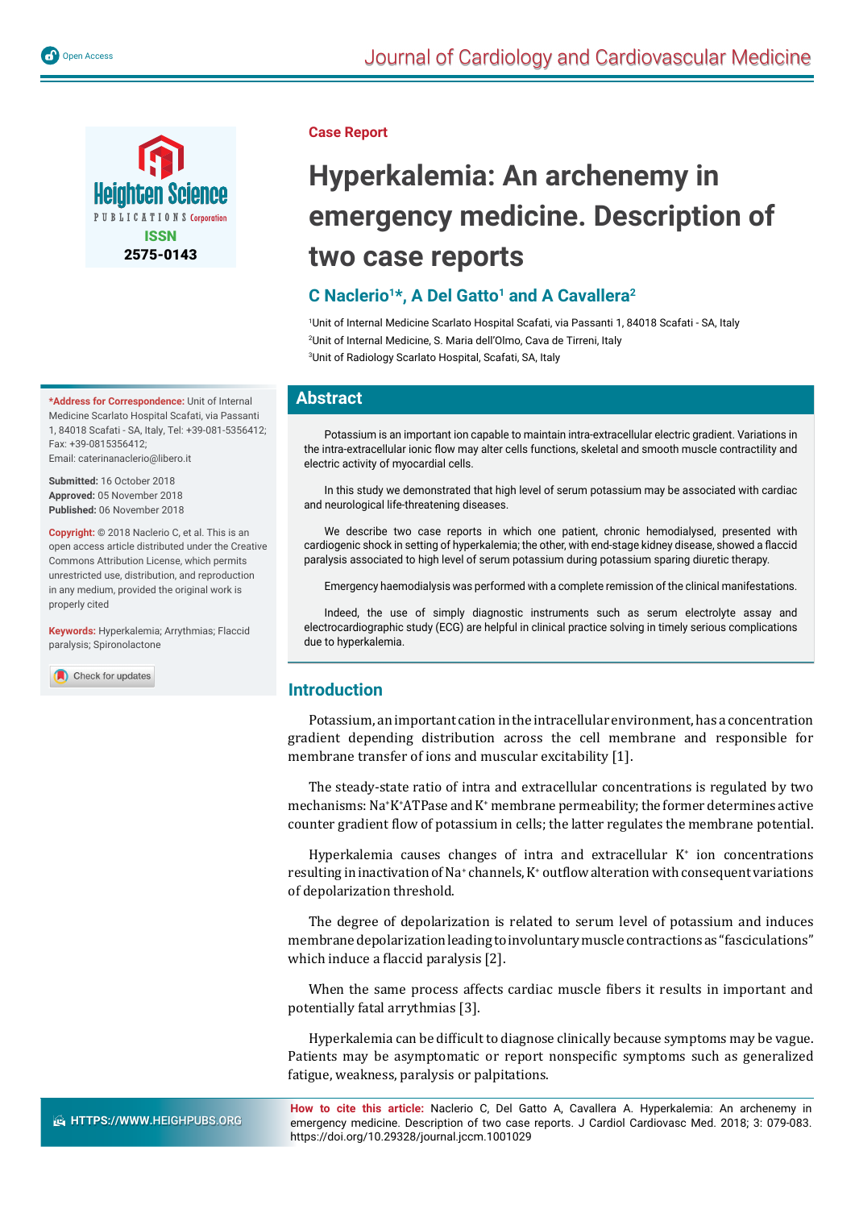Case Report

# Hyperkalemia: An archenemy in emergency medicine. Description of two case reports

**C Naclerio[1]*, A Del Gatto[1] and A Cavallera[2]**

[1]Unit of Internal Medicine Scarlato Hospital Scafati, via Passanti 1, 84018 Scafati - SA, Italy
[2]Unit of Internal Medicine, S. Maria dell'Olmo, Cava de Tirreni, Italy
[3]Unit of Radiology Scarlato Hospital, Scafati, SA, Italy

**\*Address for Correspondence:** Unit of Internal Medicine Scarlato Hospital Scafati, via Passanti 1, 84018 Scafati - SA, Italy, Tel: +39-081-5356412; Fax: +39-0815356412;
Email: caterinanaclerio@libero.it

**Submitted:** 16 October 2018
**Approved:** 05 November 2018
**Published:** 06 November 2018

**Copyright:** © 2018 Naclerio C, et al. This is an open access article distributed under the Creative Commons Attribution License, which permits unrestricted use, distribution, and reproduction in any medium, provided the original work is properly cited

**Keywords:** Hyperkalemia; Arrythmias; Flaccid paralysis; Spironolactone

## Abstract

Potassium is an important ion capable to maintain intra-extracellular electric gradient. Variations in the intra-extracellular ionic flow may alter cells functions, skeletal and smooth muscle contractility and electric activity of myocardial cells.

In this study we demonstrated that high level of serum potassium may be associated with cardiac and neurological life-threatening diseases.

We describe two case reports in which one patient, chronic hemodialysed, presented with cardiogenic shock in setting of hyperkalemia; the other, with end-stage kidney disease, showed a flaccid paralysis associated to high level of serum potassium during potassium sparing diuretic therapy.

Emergency haemodialysis was performed with a complete remission of the clinical manifestations.

Indeed, the use of simply diagnostic instruments such as serum electrolyte assay and electrocardiographic study (ECG) are helpful in clinical practice solving in timely serious complications due to hyperkalemia.

## Introduction

Potassium, an important cation in the intracellular environment, has a concentration gradient depending distribution across the cell membrane and responsible for membrane transfer of ions and muscular excitability [1].

The steady-state ratio of intra and extracellular concentrations is regulated by two mechanisms: $Na^+K^+$ATPase and $K^+$ membrane permeability; the former determines active counter gradient flow of potassium in cells; the latter regulates the membrane potential.

Hyperkalemia causes changes of intra and extracellular $K^+$ ion concentrations resulting in inactivation of $Na^+$ channels, $K^+$ outflow alteration with consequent variations of depolarization threshold.

The degree of depolarization is related to serum level of potassium and induces membrane depolarization leading to involuntary muscle contractions as "fasciculations" which induce a flaccid paralysis [2].

When the same process affects cardiac muscle fibers it results in important and potentially fatal arrythmias [3].

Hyperkalemia can be difficult to diagnose clinically because symptoms may be vague. Patients may be asymptomatic or report nonspecific symptoms such as generalized fatigue, weakness, paralysis or palpitations.

**How to cite this article:** Naclerio C, Del Gatto A, Cavallera A. Hyperkalemia: An archenemy in emergency medicine. Description of two case reports. J Cardiol Cardiovasc Med. 2018; 3: 079-083. https://doi.org/10.29328/journal.jccm.1001029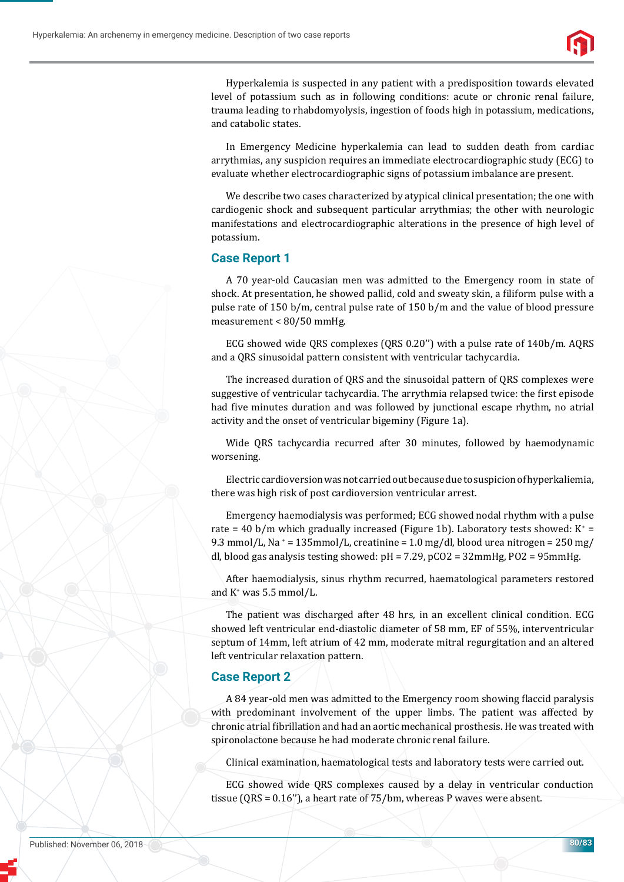Hyperkalemia is suspected in any patient with a predisposition towards elevated level of potassium such as in following conditions: acute or chronic renal failure, trauma leading to rhabdomyolysis, ingestion of foods high in potassium, medications, and catabolic states.

In Emergency Medicine hyperkalemia can lead to sudden death from cardiac arrythmias, any suspicion requires an immediate electrocardiographic study (ECG) to evaluate whether electrocardiographic signs of potassium imbalance are present.

We describe two cases characterized by atypical clinical presentation; the one with cardiogenic shock and subsequent particular arrythmias; the other with neurologic manifestations and electrocardiographic alterations in the presence of high level of potassium.

## Case Report 1

A 70 year-old Caucasian men was admitted to the Emergency room in state of shock. At presentation, he showed pallid, cold and sweaty skin, a filiform pulse with a pulse rate of 150 b/m, central pulse rate of 150 b/m and the value of blood pressure measurement < 80/50 mmHg.

ECG showed wide QRS complexes (QRS 0.20'') with a pulse rate of 140b/m. AQRS and a QRS sinusoidal pattern consistent with ventricular tachycardia.

The increased duration of QRS and the sinusoidal pattern of QRS complexes were suggestive of ventricular tachycardia. The arrythmia relapsed twice: the first episode had five minutes duration and was followed by junctional escape rhythm, no atrial activity and the onset of ventricular bigeminy (Figure 1a).

Wide QRS tachycardia recurred after 30 minutes, followed by haemodynamic worsening.

Electric cardioversion was not carried out because due to suspicion of hyperkaliemia, there was high risk of post cardioversion ventricular arrest.

Emergency haemodialysis was performed; ECG showed nodal rhythm with a pulse rate = 40 b/m which gradually increased (Figure 1b). Laboratory tests showed: $K^+$ = 9.3 mmol/L, $Na^+$ = 135mmol/L, creatinine = 1.0 mg/dl, blood urea nitrogen = 250 mg/dl, blood gas analysis testing showed: pH = 7.29, $pCO_2$ = 32mmHg, $PO_2$ = 95mmHg.

After haemodialysis, sinus rhythm recurred, haematological parameters restored and $K^+$ was 5.5 mmol/L.

The patient was discharged after 48 hrs, in an excellent clinical condition. ECG showed left ventricular end-diastolic diameter of 58 mm, EF of 55%, interventricular septum of 14mm, left atrium of 42 mm, moderate mitral regurgitation and an altered left ventricular relaxation pattern.

## Case Report 2

A 84 year-old men was admitted to the Emergency room showing flaccid paralysis with predominant involvement of the upper limbs. The patient was affected by chronic atrial fibrillation and had an aortic mechanical prosthesis. He was treated with spironolactone because he had moderate chronic renal failure.

Clinical examination, haematological tests and laboratory tests were carried out.

ECG showed wide QRS complexes caused by a delay in ventricular conduction tissue (QRS = 0.16''), a heart rate of 75/bm, whereas P waves were absent.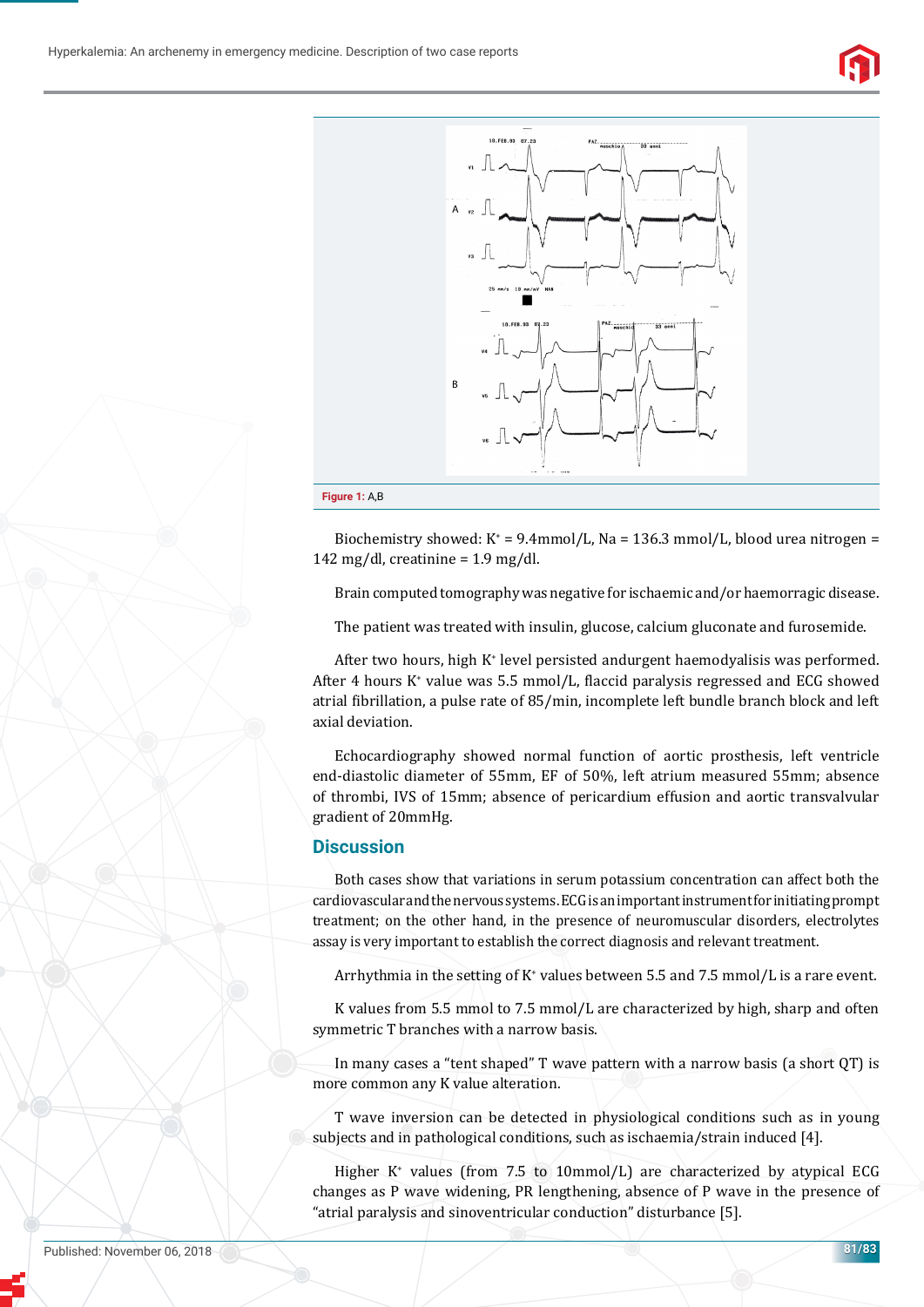Figure 1: A,B

Biochemistry showed: $K^+$ = 9.4mmol/L, Na = 136.3 mmol/L, blood urea nitrogen = 142 mg/dl, creatinine = 1.9 mg/dl.

Brain computed tomography was negative for ischaemic and/or haemorragic disease.

The patient was treated with insulin, glucose, calcium gluconate and furosemide.

After two hours, high $K^+$ level persisted andurgent haemodyalisis was performed. After 4 hours $K^+$ value was 5.5 mmol/L, flaccid paralysis regressed and ECG showed atrial fibrillation, a pulse rate of 85/min, incomplete left bundle branch block and left axial deviation.

Echocardiography showed normal function of aortic prosthesis, left ventricle end-diastolic diameter of 55mm, EF of 50%, left atrium measured 55mm; absence of thrombi, IVS of 15mm; absence of pericardium effusion and aortic transvalvular gradient of 20mmHg.

## Discussion

Both cases show that variations in serum potassium concentration can affect both the cardiovascular and the nervous systems. ECG is an important instrument for initiating prompt treatment; on the other hand, in the presence of neuromuscular disorders, electrolytes assay is very important to establish the correct diagnosis and relevant treatment.

Arrhythmia in the setting of $K^+$ values between 5.5 and 7.5 mmol/L is a rare event.

K values from 5.5 mmol to 7.5 mmol/L are characterized by high, sharp and often symmetric T branches with a narrow basis.

In many cases a "tent shaped" T wave pattern with a narrow basis (a short QT) is more common any K value alteration.

T wave inversion can be detected in physiological conditions such as in young subjects and in pathological conditions, such as ischaemia/strain induced [4].

Higher $K^+$ values (from 7.5 to 10mmol/L) are characterized by atypical ECG changes as P wave widening, PR lengthening, absence of P wave in the presence of "atrial paralysis and sinoventricular conduction" disturbance [5].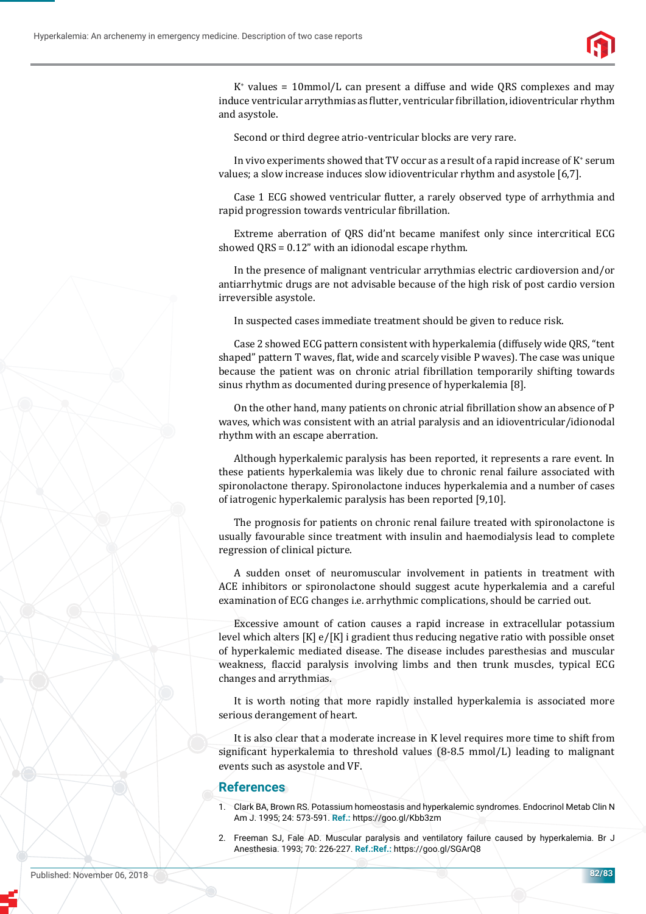$K^+$ values = 10mmol/L can present a diffuse and wide QRS complexes and may induce ventricular arrythmias as flutter, ventricular fibrillation, idioventricular rhythm and asystole.

Second or third degree atrio-ventricular blocks are very rare.

In vivo experiments showed that TV occur as a result of a rapid increase of $K^+$ serum values; a slow increase induces slow idioventricular rhythm and asystole [6,7].

Case 1 ECG showed ventricular flutter, a rarely observed type of arrhythmia and rapid progression towards ventricular fibrillation.

Extreme aberration of QRS did'nt became manifest only since intercritical ECG showed QRS = 0.12" with an idionodal escape rhythm.

In the presence of malignant ventricular arrythmias electric cardioversion and/or antiarrhytmic drugs are not advisable because of the high risk of post cardio version irreversible asystole.

In suspected cases immediate treatment should be given to reduce risk.

Case 2 showed ECG pattern consistent with hyperkalemia (diffusely wide QRS, "tent shaped" pattern T waves, flat, wide and scarcely visible P waves). The case was unique because the patient was on chronic atrial fibrillation temporarily shifting towards sinus rhythm as documented during presence of hyperkalemia [8].

On the other hand, many patients on chronic atrial fibrillation show an absence of P waves, which was consistent with an atrial paralysis and an idioventricular/idionodal rhythm with an escape aberration.

Although hyperkalemic paralysis has been reported, it represents a rare event. In these patients hyperkalemia was likely due to chronic renal failure associated with spironolactone therapy. Spironolactone induces hyperkalemia and a number of cases of iatrogenic hyperkalemic paralysis has been reported [9,10].

The prognosis for patients on chronic renal failure treated with spironolactone is usually favourable since treatment with insulin and haemodialysis lead to complete regression of clinical picture.

A sudden onset of neuromuscular involvement in patients in treatment with ACE inhibitors or spironolactone should suggest acute hyperkalemia and a careful examination of ECG changes i.e. arrhythmic complications, should be carried out.

Excessive amount of cation causes a rapid increase in extracellular potassium level which alters [K] e/[K] i gradient thus reducing negative ratio with possible onset of hyperkalemic mediated disease. The disease includes paresthesias and muscular weakness, flaccid paralysis involving limbs and then trunk muscles, typical ECG changes and arrythmias.

It is worth noting that more rapidly installed hyperkalemia is associated more serious derangement of heart.

It is also clear that a moderate increase in K level requires more time to shift from significant hyperkalemia to threshold values (8-8.5 mmol/L) leading to malignant events such as asystole and VF.

## References

1. Clark BA, Brown RS. Potassium homeostasis and hyperkalemic syndromes. Endocrinol Metab Clin N Am J. 1995; 24: 573-591. **Ref.:** https://goo.gl/Kbb3zm
2. Freeman SJ, Fale AD. Muscular paralysis and ventilatory failure caused by hyperkalemia. Br J Anesthesia. 1993; 70: 226-227. **Ref.:Ref.:** https://goo.gl/SGArQ8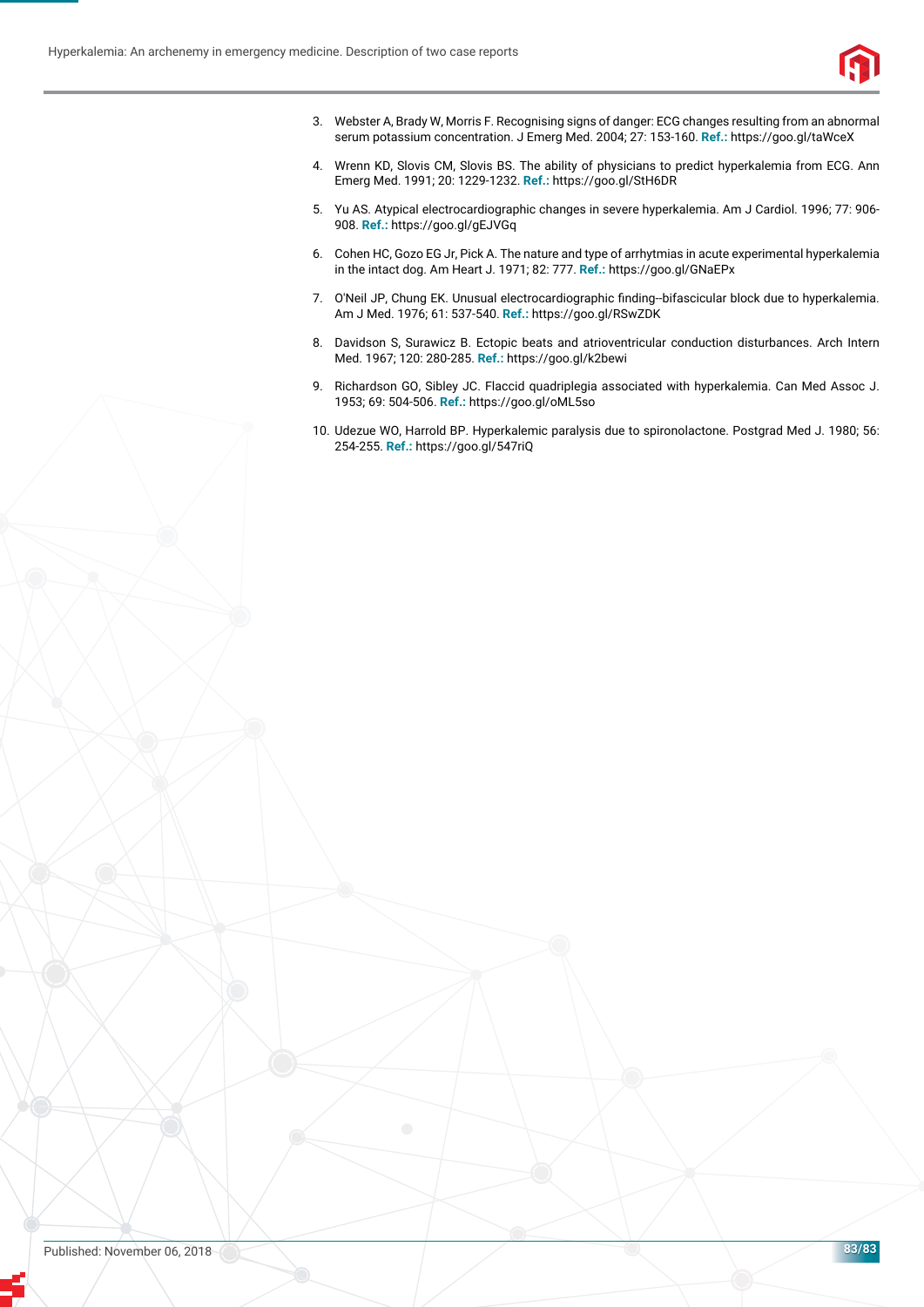3. Webster A, Brady W, Morris F. Recognising signs of danger: ECG changes resulting from an abnormal serum potassium concentration. J Emerg Med. 2004; 27: 153-160. **Ref.:** https://goo.gl/taWceX

4. Wrenn KD, Slovis CM, Slovis BS. The ability of physicians to predict hyperkalemia from ECG. Ann Emerg Med. 1991; 20: 1229-1232. **Ref.:** https://goo.gl/StH6DR

5. Yu AS. Atypical electrocardiographic changes in severe hyperkalemia. Am J Cardiol. 1996; 77: 906-908. **Ref.:** https://goo.gl/gEJVGq

6. Cohen HC, Gozo EG Jr, Pick A. The nature and type of arrhytmias in acute experimental hyperkalemia in the intact dog. Am Heart J. 1971; 82: 777. **Ref.:** https://goo.gl/GNaEPx

7. O'Neil JP, Chung EK. Unusual electrocardiographic finding--bifascicular block due to hyperkalemia. Am J Med. 1976; 61: 537-540. **Ref.:** https://goo.gl/RSwZDK

8. Davidson S, Surawicz B. Ectopic beats and atrioventricular conduction disturbances. Arch Intern Med. 1967; 120: 280-285. **Ref.:** https://goo.gl/k2bewi

9. Richardson GO, Sibley JC. Flaccid quadriplegia associated with hyperkalemia. Can Med Assoc J. 1953; 69: 504-506. **Ref.:** https://goo.gl/oML5so

10. Udezue WO, Harrold BP. Hyperkalemic paralysis due to spironolactone. Postgrad Med J. 1980; 56: 254-255. **Ref.:** https://goo.gl/547riQ